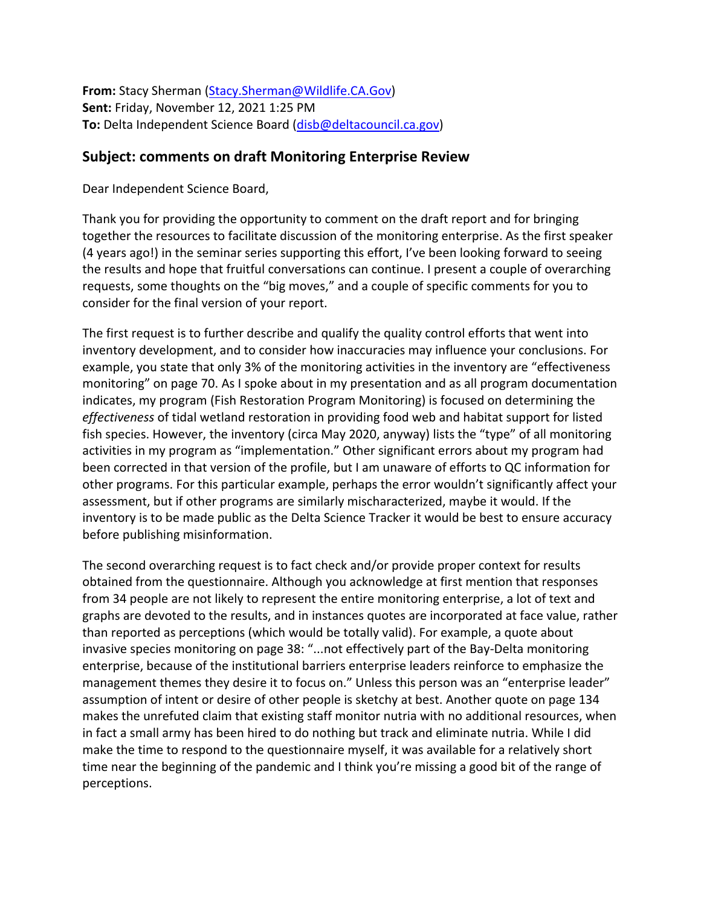**From:** Stacy Sherman (Stacy.Sherman@Wildlife.CA.Gov)
**Sent:** Friday, November 12, 2021 1:25 PM
**To:** Delta Independent Science Board (disb@deltacouncil.ca.gov)

## Subject: comments on draft Monitoring Enterprise Review

Dear Independent Science Board,

Thank you for providing the opportunity to comment on the draft report and for bringing together the resources to facilitate discussion of the monitoring enterprise. As the first speaker (4 years ago!) in the seminar series supporting this effort, I've been looking forward to seeing the results and hope that fruitful conversations can continue. I present a couple of overarching requests, some thoughts on the "big moves," and a couple of specific comments for you to consider for the final version of your report.

The first request is to further describe and qualify the quality control efforts that went into inventory development, and to consider how inaccuracies may influence your conclusions. For example, you state that only 3% of the monitoring activities in the inventory are "effectiveness monitoring" on page 70. As I spoke about in my presentation and as all program documentation indicates, my program (Fish Restoration Program Monitoring) is focused on determining the *effectiveness* of tidal wetland restoration in providing food web and habitat support for listed fish species. However, the inventory (circa May 2020, anyway) lists the "type" of all monitoring activities in my program as "implementation." Other significant errors about my program had been corrected in that version of the profile, but I am unaware of efforts to QC information for other programs. For this particular example, perhaps the error wouldn't significantly affect your assessment, but if other programs are similarly mischaracterized, maybe it would. If the inventory is to be made public as the Delta Science Tracker it would be best to ensure accuracy before publishing misinformation.

The second overarching request is to fact check and/or provide proper context for results obtained from the questionnaire. Although you acknowledge at first mention that responses from 34 people are not likely to represent the entire monitoring enterprise, a lot of text and graphs are devoted to the results, and in instances quotes are incorporated at face value, rather than reported as perceptions (which would be totally valid). For example, a quote about invasive species monitoring on page 38: "...not effectively part of the Bay-Delta monitoring enterprise, because of the institutional barriers enterprise leaders reinforce to emphasize the management themes they desire it to focus on." Unless this person was an "enterprise leader" assumption of intent or desire of other people is sketchy at best. Another quote on page 134 makes the unrefuted claim that existing staff monitor nutria with no additional resources, when in fact a small army has been hired to do nothing but track and eliminate nutria. While I did make the time to respond to the questionnaire myself, it was available for a relatively short time near the beginning of the pandemic and I think you're missing a good bit of the range of perceptions.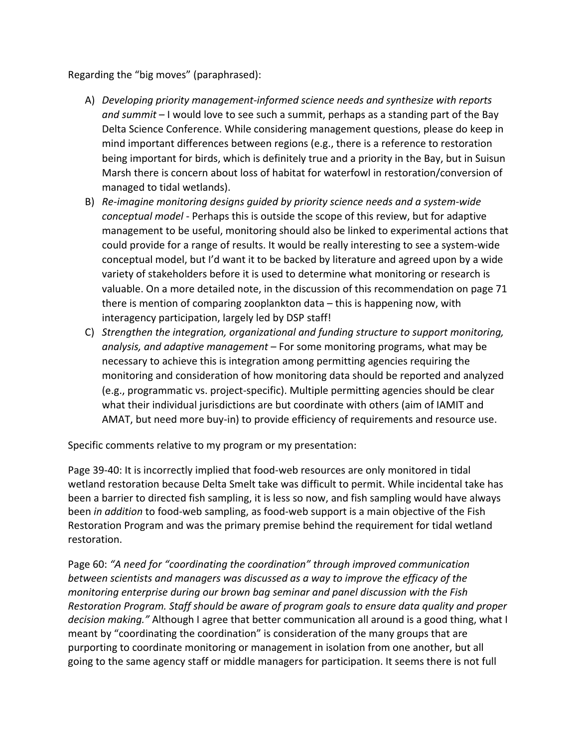Regarding the "big moves" (paraphrased):

A) *Developing priority management-informed science needs and synthesize with reports and summit* – I would love to see such a summit, perhaps as a standing part of the Bay Delta Science Conference. While considering management questions, please do keep in mind important differences between regions (e.g., there is a reference to restoration being important for birds, which is definitely true and a priority in the Bay, but in Suisun Marsh there is concern about loss of habitat for waterfowl in restoration/conversion of managed to tidal wetlands).

B) *Re-imagine monitoring designs guided by priority science needs and a system-wide conceptual model* - Perhaps this is outside the scope of this review, but for adaptive management to be useful, monitoring should also be linked to experimental actions that could provide for a range of results. It would be really interesting to see a system-wide conceptual model, but I'd want it to be backed by literature and agreed upon by a wide variety of stakeholders before it is used to determine what monitoring or research is valuable. On a more detailed note, in the discussion of this recommendation on page 71 there is mention of comparing zooplankton data – this is happening now, with interagency participation, largely led by DSP staff!

C) *Strengthen the integration, organizational and funding structure to support monitoring, analysis, and adaptive management* – For some monitoring programs, what may be necessary to achieve this is integration among permitting agencies requiring the monitoring and consideration of how monitoring data should be reported and analyzed (e.g., programmatic vs. project-specific). Multiple permitting agencies should be clear what their individual jurisdictions are but coordinate with others (aim of IAMIT and AMAT, but need more buy-in) to provide efficiency of requirements and resource use.

Specific comments relative to my program or my presentation:

Page 39-40: It is incorrectly implied that food-web resources are only monitored in tidal wetland restoration because Delta Smelt take was difficult to permit. While incidental take has been a barrier to directed fish sampling, it is less so now, and fish sampling would have always been *in addition* to food-web sampling, as food-web support is a main objective of the Fish Restoration Program and was the primary premise behind the requirement for tidal wetland restoration.

Page 60: *"A need for "coordinating the coordination" through improved communication between scientists and managers was discussed as a way to improve the efficacy of the monitoring enterprise during our brown bag seminar and panel discussion with the Fish Restoration Program. Staff should be aware of program goals to ensure data quality and proper decision making."* Although I agree that better communication all around is a good thing, what I meant by "coordinating the coordination" is consideration of the many groups that are purporting to coordinate monitoring or management in isolation from one another, but all going to the same agency staff or middle managers for participation. It seems there is not full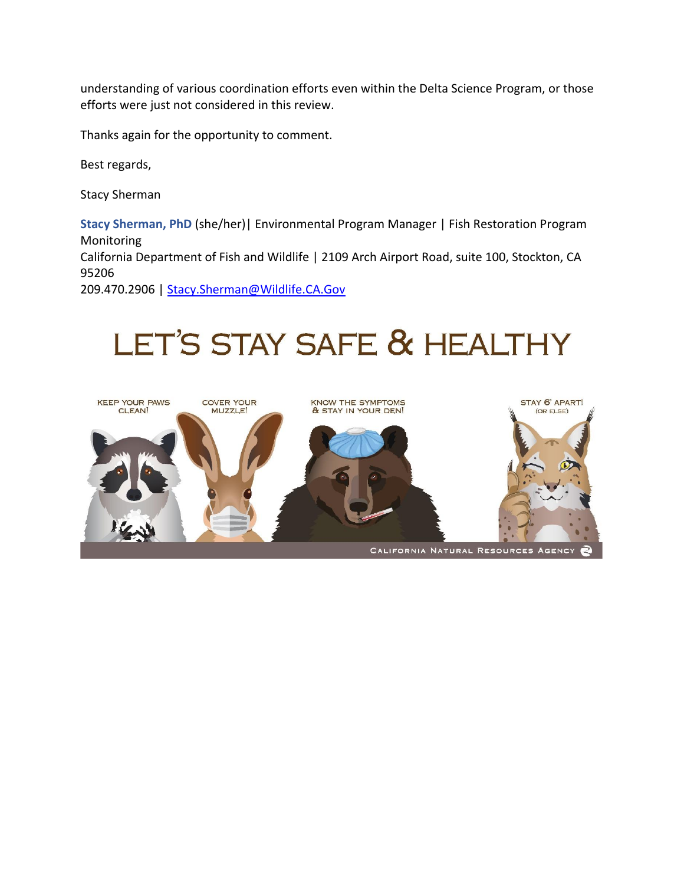understanding of various coordination efforts even within the Delta Science Program, or those efforts were just not considered in this review.

Thanks again for the opportunity to comment.

Best regards,

Stacy Sherman

**Stacy Sherman, PhD** (she/her)| Environmental Program Manager | Fish Restoration Program Monitoring
California Department of Fish and Wildlife | 2109 Arch Airport Road, suite 100, Stockton, CA 95206
209.470.2906 | Stacy.Sherman@Wildlife.CA.Gov

LET'S STAY SAFE & HEALTHY

KEEP YOUR PAWS CLEAN!

COVER YOUR MUZZLE!

KNOW THE SYMPTOMS & STAY IN YOUR DEN!

STAY 6' APART! (OR ELSE)

CALIFORNIA NATURAL RESOURCES AGENCY